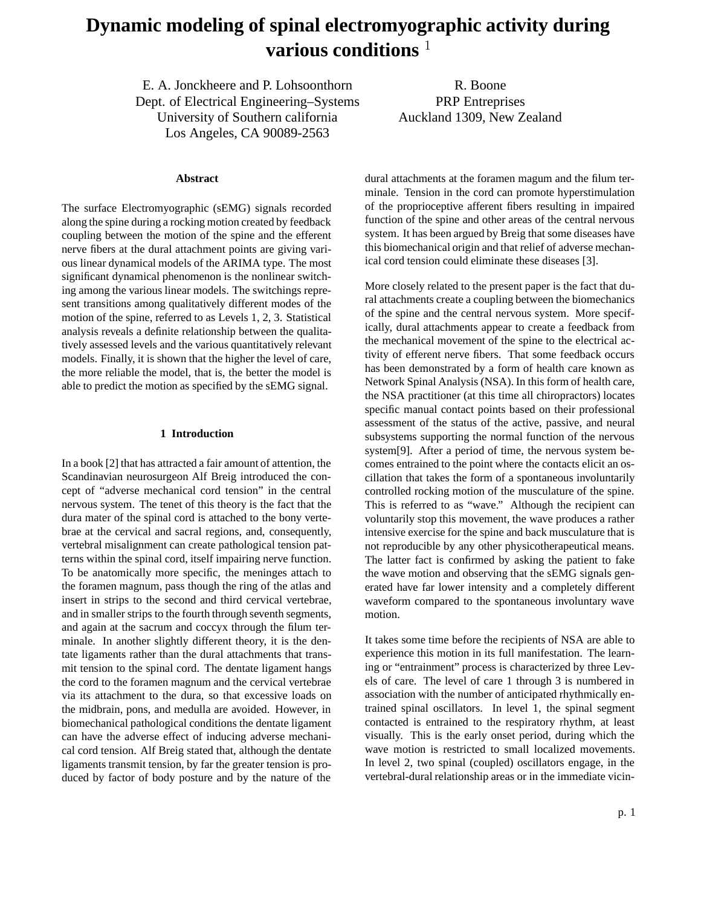# Dynamic modeling of spinal electromyographic activity during various conditions [1]

E. A. Jonckheere and P. Lohsoonthorn
Dept. of Electrical Engineering–Systems
University of Southern california
Los Angeles, CA 90089-2563

R. Boone
PRP Entreprises
Auckland 1309, New Zealand

### Abstract

The surface Electromyographic (sEMG) signals recorded along the spine during a rocking motion created by feedback coupling between the motion of the spine and the efferent nerve fibers at the dural attachment points are giving various linear dynamical models of the ARIMA type. The most significant dynamical phenomenon is the nonlinear switching among the various linear models. The switchings represent transitions among qualitatively different modes of the motion of the spine, referred to as Levels 1, 2, 3. Statistical analysis reveals a definite relationship between the qualitatively assessed levels and the various quantitatively relevant models. Finally, it is shown that the higher the level of care, the more reliable the model, that is, the better the model is able to predict the motion as specified by the sEMG signal.

## 1 Introduction

In a book [2] that has attracted a fair amount of attention, the Scandinavian neurosurgeon Alf Breig introduced the concept of "adverse mechanical cord tension" in the central nervous system. The tenet of this theory is the fact that the dura mater of the spinal cord is attached to the bony vertebrae at the cervical and sacral regions, and, consequently, vertebral misalignment can create pathological tension patterns within the spinal cord, itself impairing nerve function. To be anatomically more specific, the meninges attach to the foramen magnum, pass though the ring of the atlas and insert in strips to the second and third cervical vertebrae, and in smaller strips to the fourth through seventh segments, and again at the sacrum and coccyx through the filum terminale. In another slightly different theory, it is the dentate ligaments rather than the dural attachments that transmit tension to the spinal cord. The dentate ligament hangs the cord to the foramen magnum and the cervical vertebrae via its attachment to the dura, so that excessive loads on the midbrain, pons, and medulla are avoided. However, in biomechanical pathological conditions the dentate ligament can have the adverse effect of inducing adverse mechanical cord tension. Alf Breig stated that, although the dentate ligaments transmit tension, by far the greater tension is produced by factor of body posture and by the nature of the dural attachments at the foramen magum and the filum terminale. Tension in the cord can promote hyperstimulation of the proprioceptive afferent fibers resulting in impaired function of the spine and other areas of the central nervous system. It has been argued by Breig that some diseases have this biomechanical origin and that relief of adverse mechanical cord tension could eliminate these diseases [3].

More closely related to the present paper is the fact that dural attachments create a coupling between the biomechanics of the spine and the central nervous system. More specifically, dural attachments appear to create a feedback from the mechanical movement of the spine to the electrical activity of efferent nerve fibers. That some feedback occurs has been demonstrated by a form of health care known as Network Spinal Analysis (NSA). In this form of health care, the NSA practitioner (at this time all chiropractors) locates specific manual contact points based on their professional assessment of the status of the active, passive, and neural subsystems supporting the normal function of the nervous system[9]. After a period of time, the nervous system becomes entrained to the point where the contacts elicit an oscillation that takes the form of a spontaneous involuntarily controlled rocking motion of the musculature of the spine. This is referred to as "wave." Although the recipient can voluntarily stop this movement, the wave produces a rather intensive exercise for the spine and back musculature that is not reproducible by any other physicotherapeutical means. The latter fact is confirmed by asking the patient to fake the wave motion and observing that the sEMG signals generated have far lower intensity and a completely different waveform compared to the spontaneous involuntary wave motion.

It takes some time before the recipients of NSA are able to experience this motion in its full manifestation. The learning or "entrainment" process is characterized by three Levels of care. The level of care 1 through 3 is numbered in association with the number of anticipated rhythmically entrained spinal oscillators. In level 1, the spinal segment contacted is entrained to the respiratory rhythm, at least visually. This is the early onset period, during which the wave motion is restricted to small localized movements. In level 2, two spinal (coupled) oscillators engage, in the vertebral-dural relationship areas or in the immediate vicin-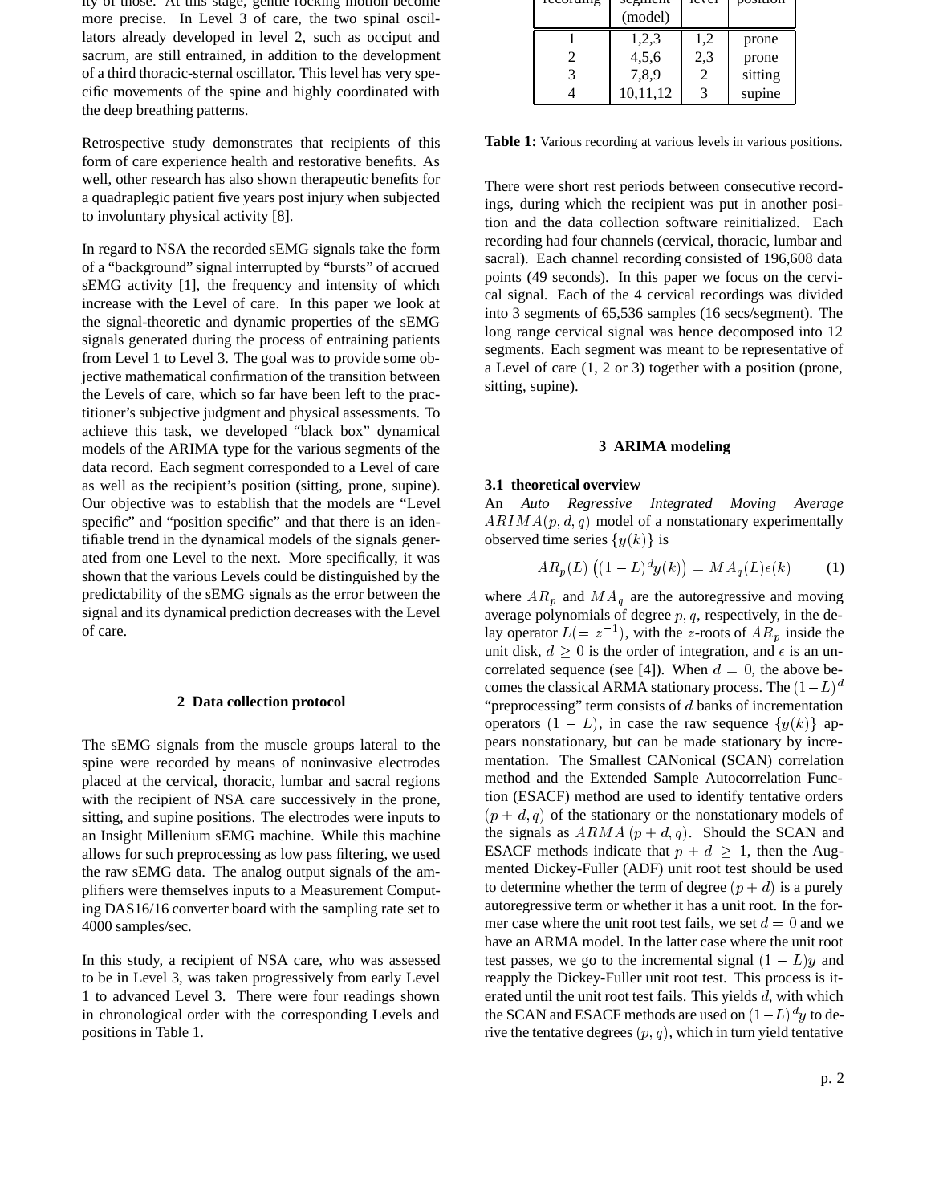ity of those. At this stage, gentle rocking motion become more precise. In Level 3 of care, the two spinal oscillators already developed in level 2, such as occiput and sacrum, are still entrained, in addition to the development of a third thoracic-sternal oscillator. This level has very specific movements of the spine and highly coordinated with the deep breathing patterns.

Retrospective study demonstrates that recipients of this form of care experience health and restorative benefits. As well, other research has also shown therapeutic benefits for a quadraplegic patient five years post injury when subjected to involuntary physical activity [8].

In regard to NSA the recorded sEMG signals take the form of a "background" signal interrupted by "bursts" of accrued sEMG activity [1], the frequency and intensity of which increase with the Level of care. In this paper we look at the signal-theoretic and dynamic properties of the sEMG signals generated during the process of entraining patients from Level 1 to Level 3. The goal was to provide some objective mathematical confirmation of the transition between the Levels of care, which so far have been left to the practitioner's subjective judgment and physical assessments. To achieve this task, we developed "black box" dynamical models of the ARIMA type for the various segments of the data record. Each segment corresponded to a Level of care as well as the recipient's position (sitting, prone, supine). Our objective was to establish that the models are "Level specific" and "position specific" and that there is an identifiable trend in the dynamical models of the signals generated from one Level to the next. More specifically, it was shown that the various Levels could be distinguished by the predictability of the sEMG signals as the error between the signal and its dynamical prediction decreases with the Level of care.

## 2 Data collection protocol

The sEMG signals from the muscle groups lateral to the spine were recorded by means of noninvasive electrodes placed at the cervical, thoracic, lumbar and sacral regions with the recipient of NSA care successively in the prone, sitting, and supine positions. The electrodes were inputs to an Insight Millenium sEMG machine. While this machine allows for such preprocessing as low pass filtering, we used the raw sEMG data. The analog output signals of the amplifiers were themselves inputs to a Measurement Computing DAS16/16 converter board with the sampling rate set to 4000 samples/sec.

In this study, a recipient of NSA care, who was assessed to be in Level 3, was taken progressively from early Level 1 to advanced Level 3. There were four readings shown in chronological order with the corresponding Levels and positions in Table 1.

| recording | segment (model) | level | position |
|---|---|---|---|
| 1 | 1,2,3 | 1,2 | prone |
| 2 | 4,5,6 | 2,3 | prone |
| 3 | 7,8,9 | 2 | sitting |
| 4 | 10,11,12 | 3 | supine |

**Table 1:** Various recording at various levels in various positions.

There were short rest periods between consecutive recordings, during which the recipient was put in another position and the data collection software reinitialized. Each recording had four channels (cervical, thoracic, lumbar and sacral). Each channel recording consisted of 196,608 data points (49 seconds). In this paper we focus on the cervical signal. Each of the 4 cervical recordings was divided into 3 segments of 65,536 samples (16 secs/segment). The long range cervical signal was hence decomposed into 12 segments. Each segment was meant to be representative of a Level of care (1, 2 or 3) together with a position (prone, sitting, supine).

## 3 ARIMA modeling

### 3.1 theoretical overview

An *Auto Regressive Integrated Moving Average* $ARIMA(p, d, q)$ model of a nonstationary experimentally observed time series $\{y(k)\}$ is

$$AR_p(L)\left((1-L)^d y(k)\right) = MA_q(L)\epsilon(k) \qquad (1)$$

where $AR_p$ and $MA_q$ are the autoregressive and moving average polynomials of degree $p, q$, respectively, in the delay operator $L(= z^{-1})$, with the $z$-roots of $AR_p$ inside the unit disk, $d \geq 0$ is the order of integration, and $\epsilon$ is an uncorrelated sequence (see [4]). When $d = 0$, the above becomes the classical ARMA stationary process. The $(1-L)^d$ "preprocessing" term consists of $d$ banks of incrementation operators $(1 - L)$, in case the raw sequence $\{y(k)\}$ appears nonstationary, but can be made stationary by incrementation. The Smallest CANonical (SCAN) correlation method and the Extended Sample Autocorrelation Function (ESACF) method are used to identify tentative orders $(p + d, q)$ of the stationary or the nonstationary models of the signals as $ARMA\,(p + d, q)$. Should the SCAN and ESACF methods indicate that $p + d \geq 1$, then the Augmented Dickey-Fuller (ADF) unit root test should be used to determine whether the term of degree $(p + d)$ is a purely autoregressive term or whether it has a unit root. In the former case where the unit root test fails, we set $d = 0$ and we have an ARMA model. In the latter case where the unit root test passes, we go to the incremental signal $(1 - L)y$ and reapply the Dickey-Fuller unit root test. This process is iterated until the unit root test fails. This yields $d$, with which the SCAN and ESACF methods are used on $(1-L)^d y$ to derive the tentative degrees $(p, q)$, which in turn yield tentative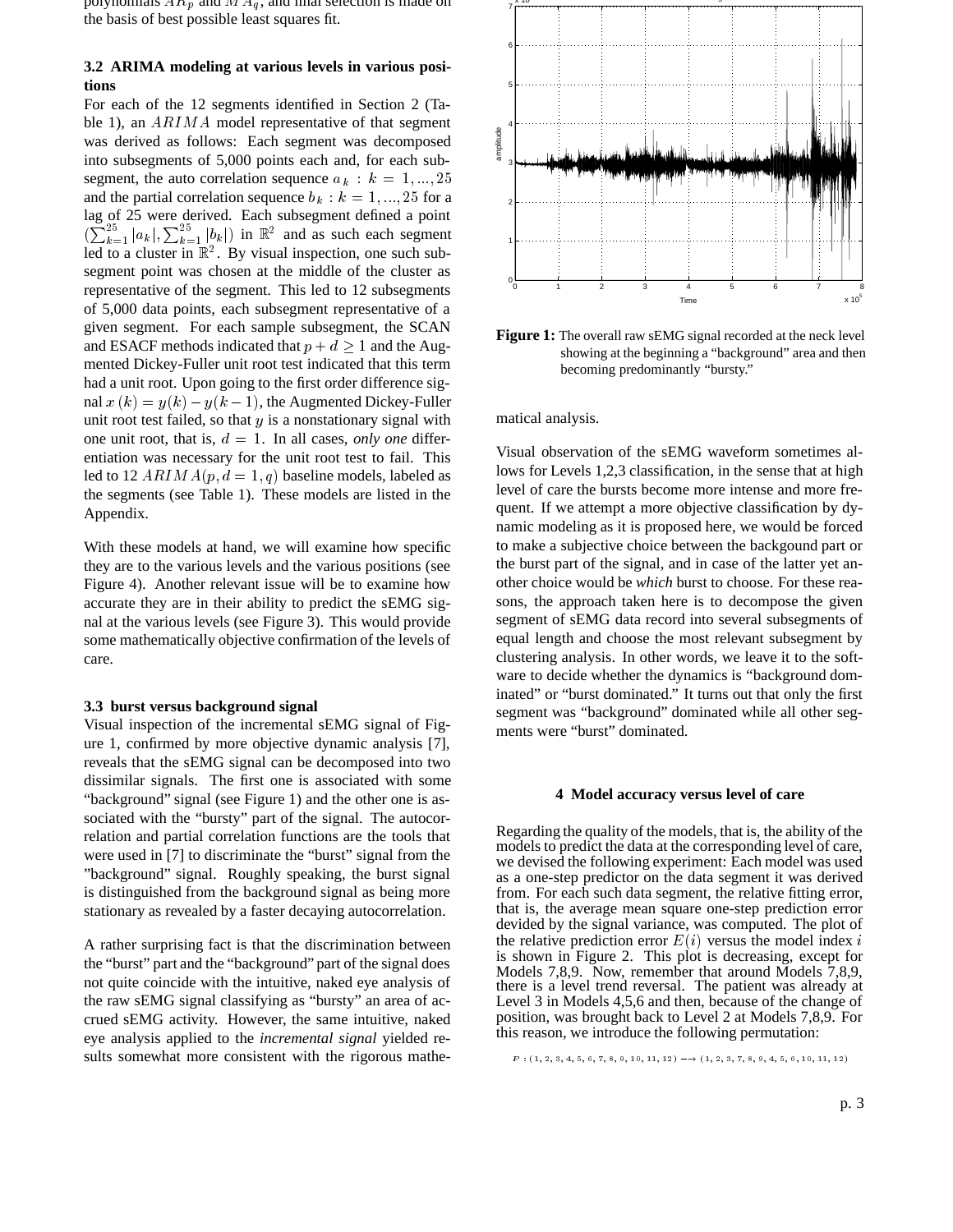polynomials $AR_p$ and $MA_q$, and final selection is made on the basis of best possible least squares fit.

### 3.2 ARIMA modeling at various levels in various positions

For each of the 12 segments identified in Section 2 (Table 1), an $ARIMA$ model representative of that segment was derived as follows: Each segment was decomposed into subsegments of 5,000 points each and, for each subsegment, the auto correlation sequence $a_k : k = 1, ..., 25$ and the partial correlation sequence $b_k : k = 1, ..., 25$ for a lag of 25 were derived. Each subsegment defined a point $(\sum_{k=1}^{25} |a_k|, \sum_{k=1}^{25} |b_k|)$ in $\mathbb{R}^2$ and as such each segment led to a cluster in $\mathbb{R}^2$. By visual inspection, one such subsegment point was chosen at the middle of the cluster as representative of the segment. This led to 12 subsegments of 5,000 data points, each subsegment representative of a given segment. For each sample subsegment, the SCAN and ESACF methods indicated that $p + d \geq 1$ and the Augmented Dickey-Fuller unit root test indicated that this term had a unit root. Upon going to the first order difference signal $x(k) = y(k) - y(k-1)$, the Augmented Dickey-Fuller unit root test failed, so that $y$ is a nonstationary signal with one unit root, that is, $d = 1$. In all cases, *only one* differentiation was necessary for the unit root test to fail. This led to 12 $ARIMA(p, d = 1, q)$ baseline models, labeled as the segments (see Table 1). These models are listed in the Appendix.

With these models at hand, we will examine how specific they are to the various levels and the various positions (see Figure 4). Another relevant issue will be to examine how accurate they are in their ability to predict the sEMG signal at the various levels (see Figure 3). This would provide some mathematically objective confirmation of the levels of care.

### 3.3 burst versus background signal

Visual inspection of the incremental sEMG signal of Figure 1, confirmed by more objective dynamic analysis [7], reveals that the sEMG signal can be decomposed into two dissimilar signals. The first one is associated with some "background" signal (see Figure 1) and the other one is associated with the "bursty" part of the signal. The autocorrelation and partial correlation functions are the tools that were used in [7] to discriminate the "burst" signal from the "background" signal. Roughly speaking, the burst signal is distinguished from the background signal as being more stationary as revealed by a faster decaying autocorrelation.

A rather surprising fact is that the discrimination between the "burst" part and the "background" part of the signal does not quite coincide with the intuitive, naked eye analysis of the raw sEMG signal classifying as "bursty" an area of accrued sEMG activity. However, the same intuitive, naked eye analysis applied to the *incremental signal* yielded results somewhat more consistent with the rigorous mathematical analysis.

**Figure 1:** The overall raw sEMG signal recorded at the neck level showing at the beginning a "background" area and then becoming predominantly "bursty."

Visual observation of the sEMG waveform sometimes allows for Levels 1,2,3 classification, in the sense that at high level of care the bursts become more intense and more frequent. If we attempt a more objective classification by dynamic modeling as it is proposed here, we would be forced to make a subjective choice between the backgound part or the burst part of the signal, and in case of the latter yet another choice would be *which* burst to choose. For these reasons, the approach taken here is to decompose the given segment of sEMG data record into several subsegments of equal length and choose the most relevant subsegment by clustering analysis. In other words, we leave it to the software to decide whether the dynamics is "background dominated" or "burst dominated." It turns out that only the first segment was "background" dominated while all other segments were "burst" dominated.

## 4 Model accuracy versus level of care

Regarding the quality of the models, that is, the ability of the models to predict the data at the corresponding level of care, we devised the following experiment: Each model was used as a one-step predictor on the data segment it was derived from. For each such data segment, the relative fitting error, that is, the average mean square one-step prediction error devided by the signal variance, was computed. The plot of the relative prediction error $E(i)$ versus the model index $i$ is shown in Figure 2. This plot is decreasing, except for Models 7,8,9. Now, remember that around Models 7,8,9, there is a level trend reversal. The patient was already at Level 3 in Models 4,5,6 and then, because of the change of position, was brought back to Level 2 at Models 7,8,9. For this reason, we introduce the following permutation:

$$P : (1, 2, 3, 4, 5, 6, 7, 8, 9, 10, 11, 12) \longrightarrow (1, 2, 3, 7, 8, 9, 4, 5, 6, 10, 11, 12)$$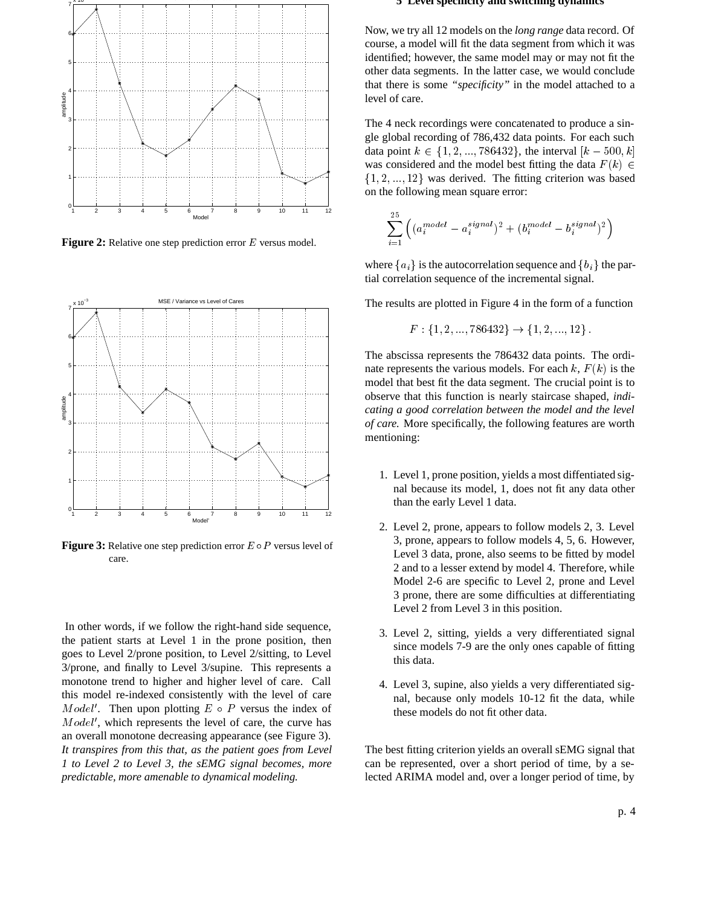Figure 2: Relative one step prediction error $E$ versus model.

Figure 3: Relative one step prediction error $E \circ P$ versus level of care.

In other words, if we follow the right-hand side sequence, the patient starts at Level 1 in the prone position, then goes to Level 2/prone position, to Level 2/sitting, to Level 3/prone, and finally to Level 3/supine. This represents a monotone trend to higher and higher level of care. Call this model re-indexed consistently with the level of care $Model'$. Then upon plotting $E \circ P$ versus the index of $Model'$, which represents the level of care, the curve has an overall monotone decreasing appearance (see Figure 3). *It transpires from this that, as the patient goes from Level 1 to Level 2 to Level 3, the sEMG signal becomes, more predictable, more amenable to dynamical modeling.*

## 5 Level specificity and switching dynamics

Now, we try all 12 models on the *long range* data record. Of course, a model will fit the data segment from which it was identified; however, the same model may or may not fit the other data segments. In the latter case, we would conclude that there is some *"specificity"* in the model attached to a level of care.

The 4 neck recordings were concatenated to produce a single global recording of 786,432 data points. For each such data point $k \in \{1, 2, ..., 786432\}$, the interval $[k - 500, k]$ was considered and the model best fitting the data $F(k) \in \{1, 2, ..., 12\}$ was derived. The fitting criterion was based on the following mean square error:

$$\sum_{i=1}^{25} \left( (a_i^{model} - a_i^{signal})^2 + (b_i^{model} - b_i^{signal})^2 \right)$$

where $\{a_i\}$ is the autocorrelation sequence and $\{b_i\}$ the partial correlation sequence of the incremental signal.

The results are plotted in Figure 4 in the form of a function

$$F : \{1, 2, ..., 786432\} \to \{1, 2, ..., 12\} .$$

The abscissa represents the 786432 data points. The ordinate represents the various models. For each $k$, $F(k)$ is the model that best fit the data segment. The crucial point is to observe that this function is nearly staircase shaped, *indicating a good correlation between the model and the level of care.* More specifically, the following features are worth mentioning:

1. Level 1, prone position, yields a most diffentiated signal because its model, 1, does not fit any data other than the early Level 1 data.
2. Level 2, prone, appears to follow models 2, 3. Level 3, prone, appears to follow models 4, 5, 6. However, Level 3 data, prone, also seems to be fitted by model 2 and to a lesser extend by model 4. Therefore, while Model 2-6 are specific to Level 2, prone and Level 3 prone, there are some difficulties at differentiating Level 2 from Level 3 in this position.
3. Level 2, sitting, yields a very differentiated signal since models 7-9 are the only ones capable of fitting this data.
4. Level 3, supine, also yields a very differentiated signal, because only models 10-12 fit the data, while these models do not fit other data.

The best fitting criterion yields an overall sEMG signal that can be represented, over a short period of time, by a selected ARIMA model and, over a longer period of time, by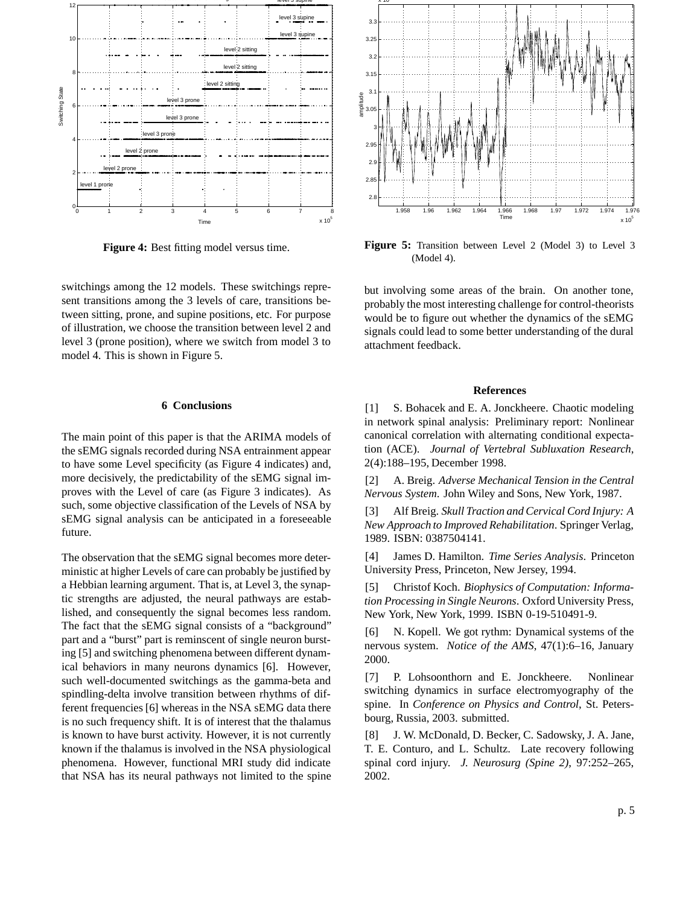Figure 4: Best fitting model versus time.

Figure 5: Transition between Level 2 (Model 3) to Level 3 (Model 4).

switchings among the 12 models. These switchings represent transitions among the 3 levels of care, transitions between sitting, prone, and supine positions, etc. For purpose of illustration, we choose the transition between level 2 and level 3 (prone position), where we switch from model 3 to model 4. This is shown in Figure 5.

## 6 Conclusions

The main point of this paper is that the ARIMA models of the sEMG signals recorded during NSA entrainment appear to have some Level specificity (as Figure 4 indicates) and, more decisively, the predictability of the sEMG signal improves with the Level of care (as Figure 3 indicates). As such, some objective classification of the Levels of NSA by sEMG signal analysis can be anticipated in a foreseeable future.

The observation that the sEMG signal becomes more deterministic at higher Levels of care can probably be justified by a Hebbian learning argument. That is, at Level 3, the synaptic strengths are adjusted, the neural pathways are established, and consequently the signal becomes less random. The fact that the sEMG signal consists of a "background" part and a "burst" part is reminscent of single neuron bursting [5] and switching phenomena between different dynamical behaviors in many neurons dynamics [6]. However, such well-documented switchings as the gamma-beta and spindling-delta involve transition between rhythms of different frequencies [6] whereas in the NSA sEMG data there is no such frequency shift. It is of interest that the thalamus is known to have burst activity. However, it is not currently known if the thalamus is involved in the NSA physiological phenomena. However, functional MRI study did indicate that NSA has its neural pathways not limited to the spine but involving some areas of the brain. On another tone, probably the most interesting challenge for control-theorists would be to figure out whether the dynamics of the sEMG signals could lead to some better understanding of the dural attachment feedback.

## References

[1] S. Bohacek and E. A. Jonckheere. Chaotic modeling in network spinal analysis: Preliminary report: Nonlinear canonical correlation with alternating conditional expectation (ACE). *Journal of Vertebral Subluxation Research*, 2(4):188–195, December 1998.

[2] A. Breig. *Adverse Mechanical Tension in the Central Nervous System*. John Wiley and Sons, New York, 1987.

[3] Alf Breig. *Skull Traction and Cervical Cord Injury: A New Approach to Improved Rehabilitation*. Springer Verlag, 1989. ISBN: 0387504141.

[4] James D. Hamilton. *Time Series Analysis*. Princeton University Press, Princeton, New Jersey, 1994.

[5] Christof Koch. *Biophysics of Computation: Information Processing in Single Neurons*. Oxford University Press, New York, New York, 1999. ISBN 0-19-510491-9.

[6] N. Kopell. We got rythm: Dynamical systems of the nervous system. *Notice of the AMS*, 47(1):6–16, January 2000.

[7] P. Lohsoonthorn and E. Jonckheere. Nonlinear switching dynamics in surface electromyography of the spine. In *Conference on Physics and Control*, St. Petersbourg, Russia, 2003. submitted.

[8] J. W. McDonald, D. Becker, C. Sadowsky, J. A. Jane, T. E. Conturo, and L. Schultz. Late recovery following spinal cord injury. *J. Neurosurg (Spine 2)*, 97:252–265, 2002.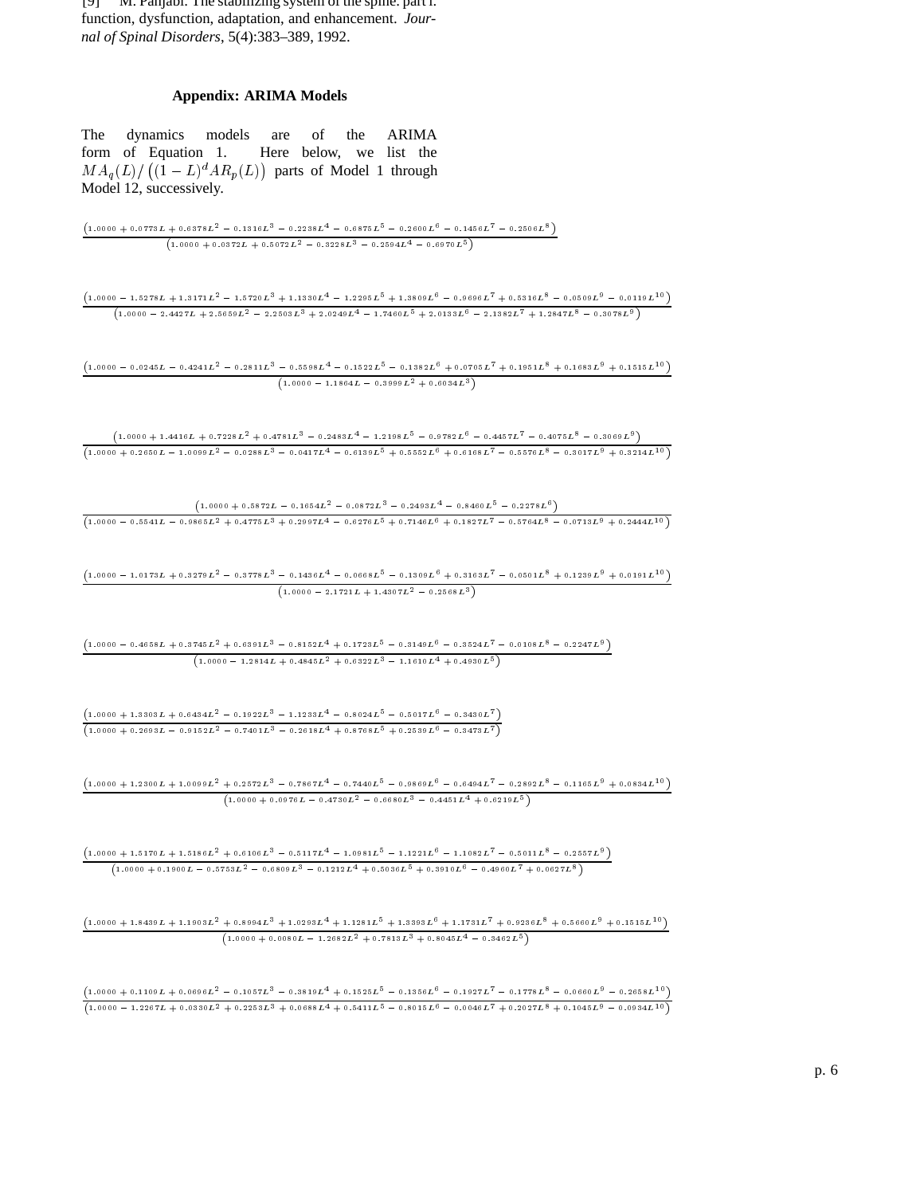[9] M. Panjabi. The stabilizing system of the spine. part I: function, dysfunction, adaptation, and enhancement. *Journal of Spinal Disorders*, 5(4):383–389, 1992.

### Appendix: ARIMA Models

The dynamics models are of the ARIMA form of Equation 1. Here below, we list the $MA_q(L)/\left((1-L)^d AR_p(L)\right)$ parts of Model 1 through Model 12, successively.

$$\frac{\left(1.0000 + 0.0773L + 0.6378L^2 - 0.1316L^3 - 0.2238L^4 - 0.6875L^5 - 0.2600L^6 - 0.1456L^7 - 0.2506L^8\right)}{\left(1.0000 + 0.0372L + 0.5072L^2 - 0.3228L^3 - 0.2594L^4 - 0.6970L^5\right)}$$

$$\frac{\left(1.0000 - 1.5278L + 1.3171L^2 - 1.5720L^3 + 1.1330L^4 - 1.2295L^5 + 1.3809L^6 - 0.9696L^7 + 0.5316L^8 - 0.0509L^9 - 0.0119L^{10}\right)}{\left(1.0000 - 2.4427L + 2.5659L^2 - 2.2503L^3 + 2.0249L^4 - 1.7460L^5 + 2.0133L^6 - 2.1382L^7 + 1.2847L^8 - 0.3078L^9\right)}$$

$$\frac{\left(1.0000 - 0.0245L - 0.4241L^2 - 0.2811L^3 - 0.5598L^4 - 0.1522L^5 - 0.1382L^6 + 0.0705L^7 + 0.1951L^8 + 0.1683L^9 + 0.1515L^{10}\right)}{\left(1.0000 - 1.1864L - 0.3999L^2 + 0.6034L^3\right)}$$

$$\frac{\left(1.0000 + 1.4416L + 0.7228L^2 + 0.4781L^3 - 0.2483L^4 - 1.2198L^5 - 0.9782L^6 - 0.4457L^7 - 0.4075L^8 - 0.3069L^9\right)}{\left(1.0000 + 0.2650L - 1.0099L^2 - 0.0288L^3 - 0.0417L^4 - 0.6139L^5 + 0.5552L^6 + 0.6168L^7 - 0.5576L^8 - 0.3017L^9 + 0.3214L^{10}\right)}$$

$$\frac{\left(1.0000 + 0.5872L - 0.1654L^2 - 0.0872L^3 - 0.2493L^4 - 0.8460L^5 - 0.2278L^6\right)}{\left(1.0000 - 0.5541L - 0.9865L^2 + 0.4775L^3 + 0.2997L^4 - 0.6276L^5 + 0.7146L^6 + 0.1827L^7 - 0.5764L^8 - 0.0713L^9 + 0.2444L^{10}\right)}$$

$$\frac{\left(1.0000 - 1.0173L + 0.3279L^2 - 0.3778L^3 - 0.1436L^4 - 0.0668L^5 - 0.1309L^6 + 0.3163L^7 - 0.0501L^8 + 0.1239L^9 + 0.0191L^{10}\right)}{\left(1.0000 - 2.1721L + 1.4307L^2 - 0.2568L^3\right)}$$

$$\frac{\left(1.0000 - 0.4658L + 0.3745L^2 + 0.6391L^3 - 0.8152L^4 + 0.1723L^5 - 0.3149L^6 - 0.3524L^7 - 0.0108L^8 - 0.2247L^9\right)}{\left(1.0000 - 1.2814L + 0.4845L^2 + 0.6322L^3 - 1.1610L^4 + 0.4930L^5\right)}$$

$$\frac{\left(1.0000 + 1.3303L + 0.6434L^2 - 0.1922L^3 - 1.1233L^4 - 0.8024L^5 - 0.5017L^6 - 0.3430L^7\right)}{\left(1.0000 + 0.2693L - 0.9152L^2 - 0.7401L^3 - 0.2618L^4 + 0.8768L^5 + 0.2539L^6 - 0.3473L^7\right)}$$

$$\frac{\left(1.0000 + 1.2300L + 1.0099L^2 + 0.2572L^3 - 0.7867L^4 - 0.7440L^5 - 0.9869L^6 - 0.6494L^7 - 0.2892L^8 - 0.1165L^9 + 0.0834L^{10}\right)}{\left(1.0000 + 0.0976L - 0.4730L^2 - 0.6680L^3 - 0.4451L^4 + 0.6219L^5\right)}$$

$$\frac{\left(1.0000 + 1.5170L + 1.5186L^2 + 0.6106L^3 - 0.5117L^4 - 1.0981L^5 - 1.1221L^6 - 1.1082L^7 - 0.5011L^8 - 0.2557L^9\right)}{\left(1.0000 + 0.1900L - 0.5753L^2 - 0.6809L^3 - 0.1212L^4 + 0.5036L^5 + 0.3910L^6 - 0.4960L^7 + 0.0627L^8\right)}$$

$$\frac{\left(1.0000 + 1.8439L + 1.1903L^2 + 0.8994L^3 + 1.0293L^4 + 1.1281L^5 + 1.3393L^6 + 1.1731L^7 + 0.9236L^8 + 0.5660L^9 + 0.1515L^{10}\right)}{\left(1.0000 + 0.0080L - 1.2682L^2 + 0.7813L^3 + 0.8045L^4 - 0.3462L^5\right)}$$

$$\frac{\left(1.0000 + 0.1109L + 0.0696L^2 - 0.1057L^3 - 0.3819L^4 + 0.1525L^5 - 0.1356L^6 - 0.1927L^7 - 0.1778L^8 - 0.0660L^9 - 0.2658L^{10}\right)}{\left(1.0000 - 1.2267L + 0.0330L^2 + 0.2253L^3 + 0.0688L^4 + 0.5411L^5 - 0.8015L^6 - 0.0046L^7 + 0.2027L^8 + 0.1045L^9 - 0.0934L^{10}\right)}$$